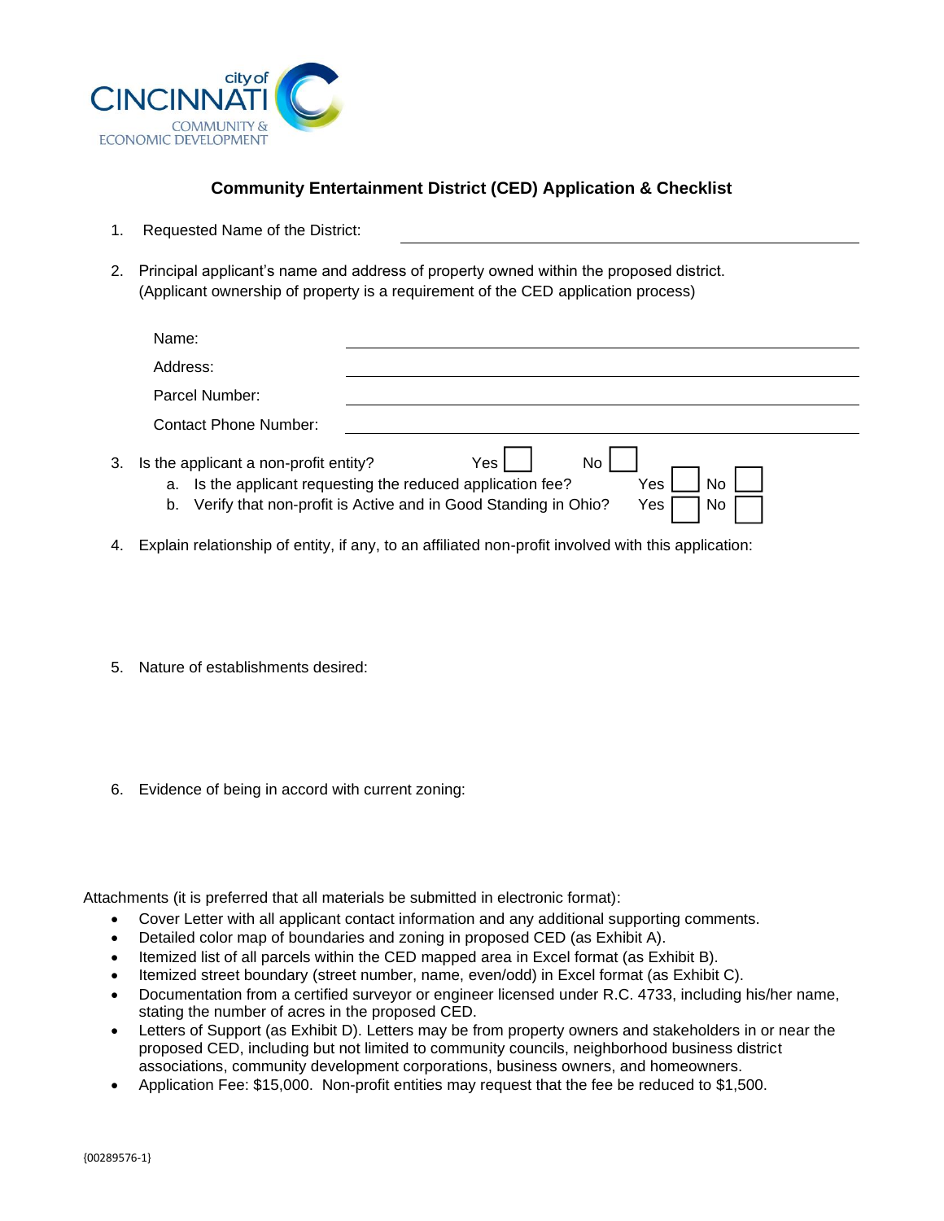city of CINCINNATI
COMMUNITY & ECONOMIC DEVELOPMENT

## Community Entertainment District (CED) Application & Checklist

1. Requested Name of the District: ______________________________

2. Principal applicant's name and address of property owned within the proposed district. (Applicant ownership of property is a requirement of the CED application process)

   Name: ______________________________
   
   Address: ______________________________
   
   Parcel Number: ______________________________
   
   Contact Phone Number: ______________________________

3. Is the applicant a non-profit entity? Yes ☐ No ☐
   a. Is the applicant requesting the reduced application fee? Yes ☐ No ☐
   b. Verify that non-profit is Active and in Good Standing in Ohio? Yes ☐ No ☐

4. Explain relationship of entity, if any, to an affiliated non-profit involved with this application:

5. Nature of establishments desired:

6. Evidence of being in accord with current zoning:

Attachments (it is preferred that all materials be submitted in electronic format):

- Cover Letter with all applicant contact information and any additional supporting comments.
- Detailed color map of boundaries and zoning in proposed CED (as Exhibit A).
- Itemized list of all parcels within the CED mapped area in Excel format (as Exhibit B).
- Itemized street boundary (street number, name, even/odd) in Excel format (as Exhibit C).
- Documentation from a certified surveyor or engineer licensed under R.C. 4733, including his/her name, stating the number of acres in the proposed CED.
- Letters of Support (as Exhibit D). Letters may be from property owners and stakeholders in or near the proposed CED, including but not limited to community councils, neighborhood business district associations, community development corporations, business owners, and homeowners.
- Application Fee: $15,000. Non-profit entities may request that the fee be reduced to $1,500.

{00289576-1}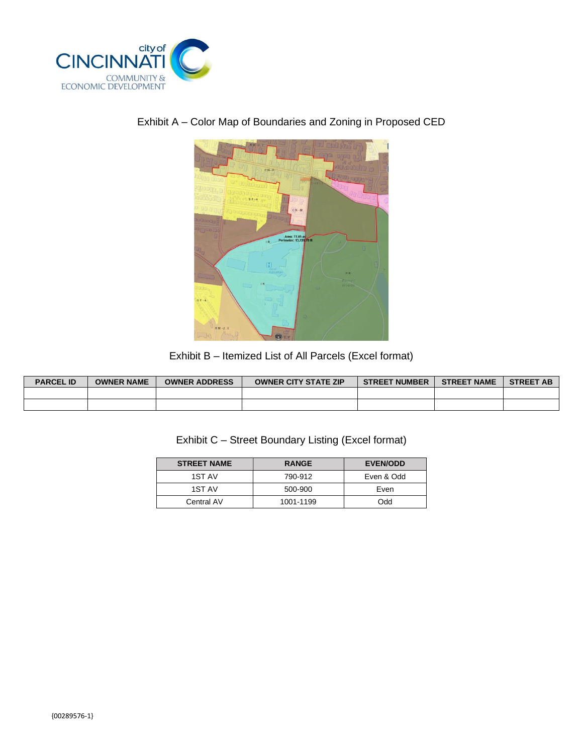Exhibit A – Color Map of Boundaries and Zoning in Proposed CED

Exhibit B – Itemized List of All Parcels (Excel format)

| PARCEL ID | OWNER NAME | OWNER ADDRESS | OWNER CITY STATE ZIP | STREET NUMBER | STREET NAME | STREET AB |
|---|---|---|---|---|---|---|
| | | | | | | |
| | | | | | | |

Exhibit C – Street Boundary Listing (Excel format)

| STREET NAME | RANGE | EVEN/ODD |
|---|---|---|
| 1ST AV | 790-912 | Even & Odd |
| 1ST AV | 500-900 | Even |
| Central AV | 1001-1199 | Odd |